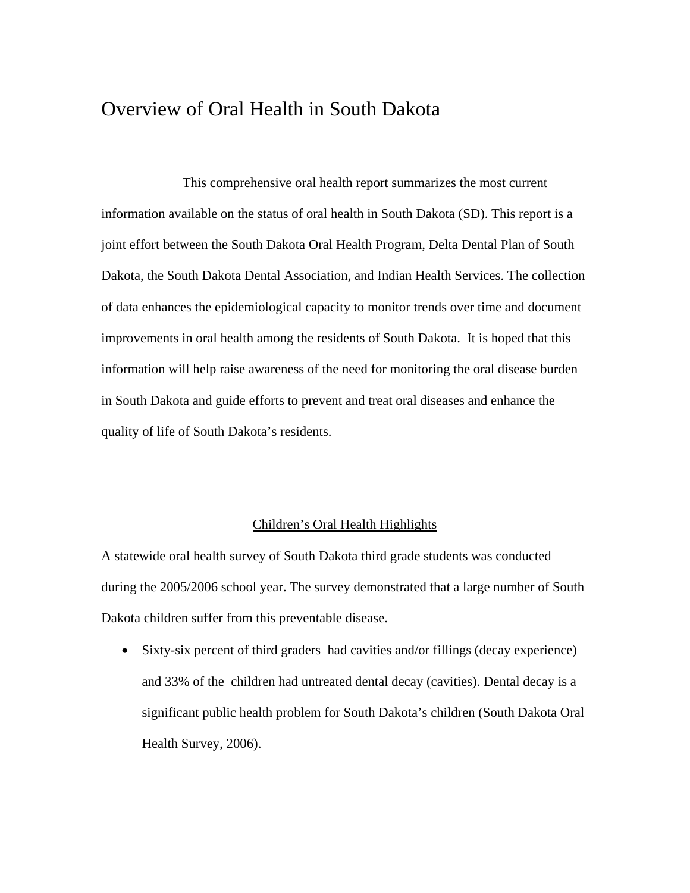# Overview of Oral Health in South Dakota

This comprehensive oral health report summarizes the most current information available on the status of oral health in South Dakota (SD). This report is a joint effort between the South Dakota Oral Health Program, Delta Dental Plan of South Dakota, the South Dakota Dental Association, and Indian Health Services. The collection of data enhances the epidemiological capacity to monitor trends over time and document improvements in oral health among the residents of South Dakota. It is hoped that this information will help raise awareness of the need for monitoring the oral disease burden in South Dakota and guide efforts to prevent and treat oral diseases and enhance the quality of life of South Dakota's residents.

## Children's Oral Health Highlights

A statewide oral health survey of South Dakota third grade students was conducted during the 2005/2006 school year. The survey demonstrated that a large number of South Dakota children suffer from this preventable disease.

- Sixty-six percent of third graders had cavities and/or fillings (decay experience) and 33% of the children had untreated dental decay (cavities). Dental decay is a significant public health problem for South Dakota's children (South Dakota Oral Health Survey, 2006).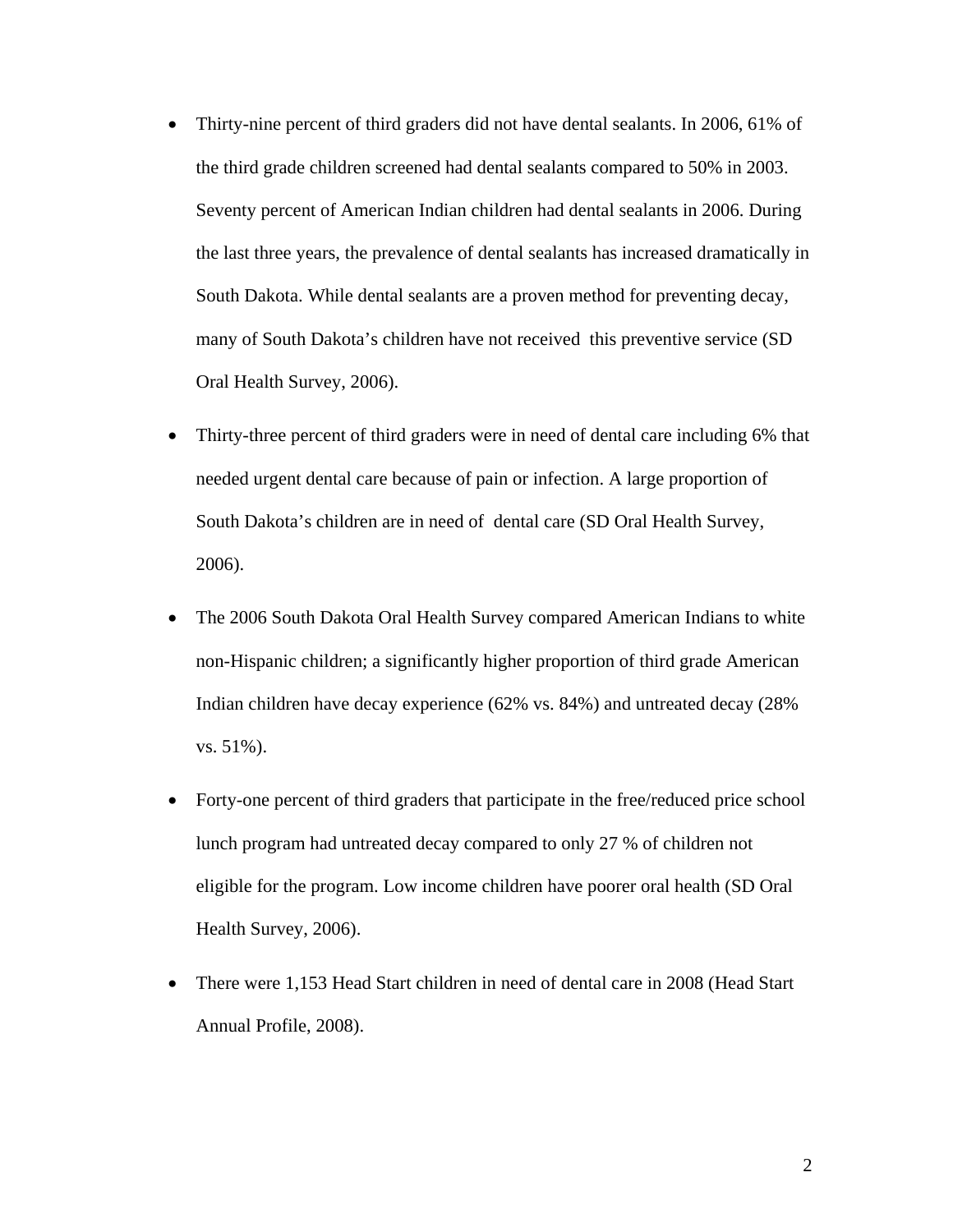- Thirty-nine percent of third graders did not have dental sealants. In 2006, 61% of the third grade children screened had dental sealants compared to 50% in 2003. Seventy percent of American Indian children had dental sealants in 2006. During the last three years, the prevalence of dental sealants has increased dramatically in South Dakota. While dental sealants are a proven method for preventing decay, many of South Dakota's children have not received this preventive service (SD Oral Health Survey, 2006).

- Thirty-three percent of third graders were in need of dental care including 6% that needed urgent dental care because of pain or infection. A large proportion of South Dakota's children are in need of dental care (SD Oral Health Survey, 2006).

- The 2006 South Dakota Oral Health Survey compared American Indians to white non-Hispanic children; a significantly higher proportion of third grade American Indian children have decay experience (62% vs. 84%) and untreated decay (28% vs. 51%).

- Forty-one percent of third graders that participate in the free/reduced price school lunch program had untreated decay compared to only 27 % of children not eligible for the program. Low income children have poorer oral health (SD Oral Health Survey, 2006).

- There were 1,153 Head Start children in need of dental care in 2008 (Head Start Annual Profile, 2008).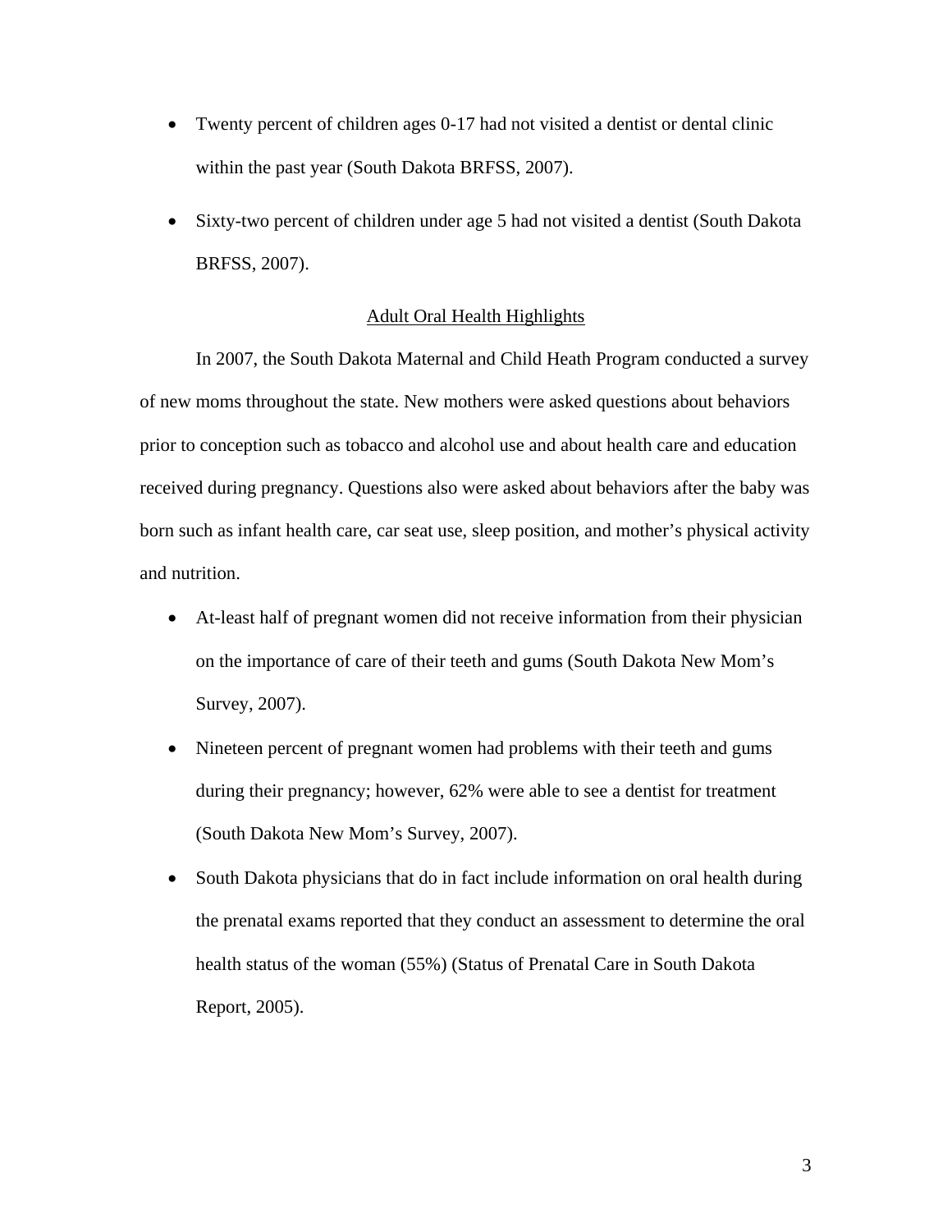- Twenty percent of children ages 0-17 had not visited a dentist or dental clinic within the past year (South Dakota BRFSS, 2007).
- Sixty-two percent of children under age 5 had not visited a dentist (South Dakota BRFSS, 2007).

## Adult Oral Health Highlights

In 2007, the South Dakota Maternal and Child Heath Program conducted a survey of new moms throughout the state. New mothers were asked questions about behaviors prior to conception such as tobacco and alcohol use and about health care and education received during pregnancy. Questions also were asked about behaviors after the baby was born such as infant health care, car seat use, sleep position, and mother's physical activity and nutrition.

- At-least half of pregnant women did not receive information from their physician on the importance of care of their teeth and gums (South Dakota New Mom's Survey, 2007).
- Nineteen percent of pregnant women had problems with their teeth and gums during their pregnancy; however, 62% were able to see a dentist for treatment (South Dakota New Mom's Survey, 2007).
- South Dakota physicians that do in fact include information on oral health during the prenatal exams reported that they conduct an assessment to determine the oral health status of the woman (55%) (Status of Prenatal Care in South Dakota Report, 2005).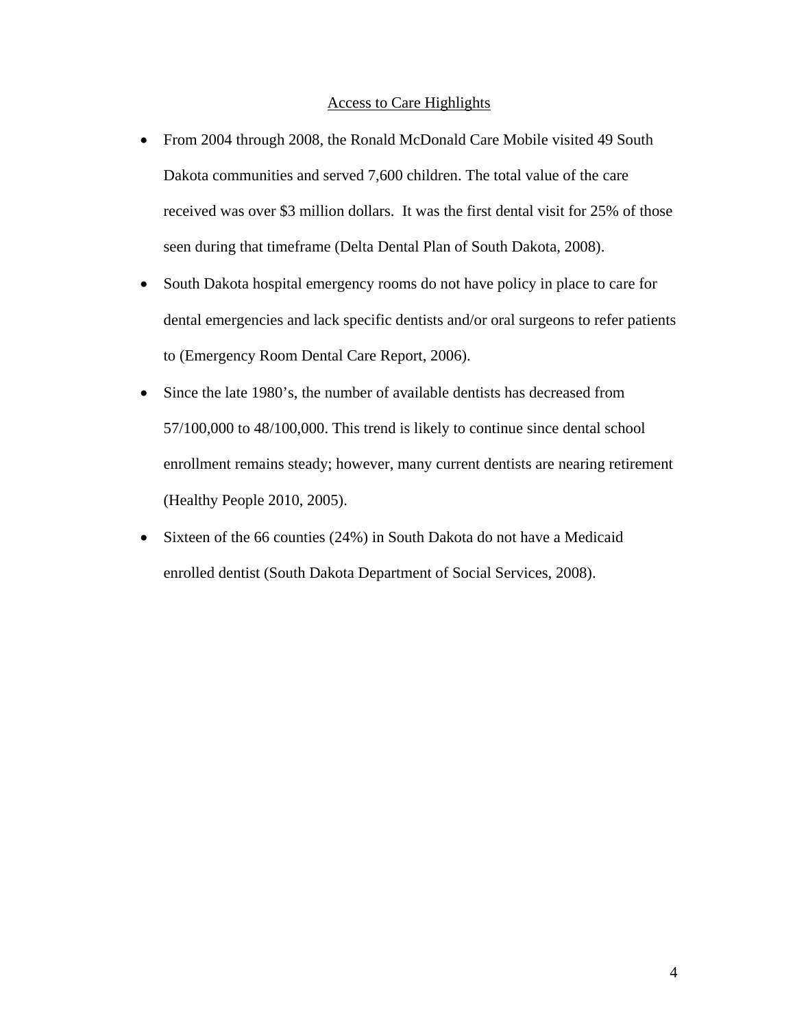## Access to Care Highlights

- From 2004 through 2008, the Ronald McDonald Care Mobile visited 49 South Dakota communities and served 7,600 children. The total value of the care received was over $3 million dollars. It was the first dental visit for 25% of those seen during that timeframe (Delta Dental Plan of South Dakota, 2008).
- South Dakota hospital emergency rooms do not have policy in place to care for dental emergencies and lack specific dentists and/or oral surgeons to refer patients to (Emergency Room Dental Care Report, 2006).
- Since the late 1980's, the number of available dentists has decreased from 57/100,000 to 48/100,000. This trend is likely to continue since dental school enrollment remains steady; however, many current dentists are nearing retirement (Healthy People 2010, 2005).
- Sixteen of the 66 counties (24%) in South Dakota do not have a Medicaid enrolled dentist (South Dakota Department of Social Services, 2008).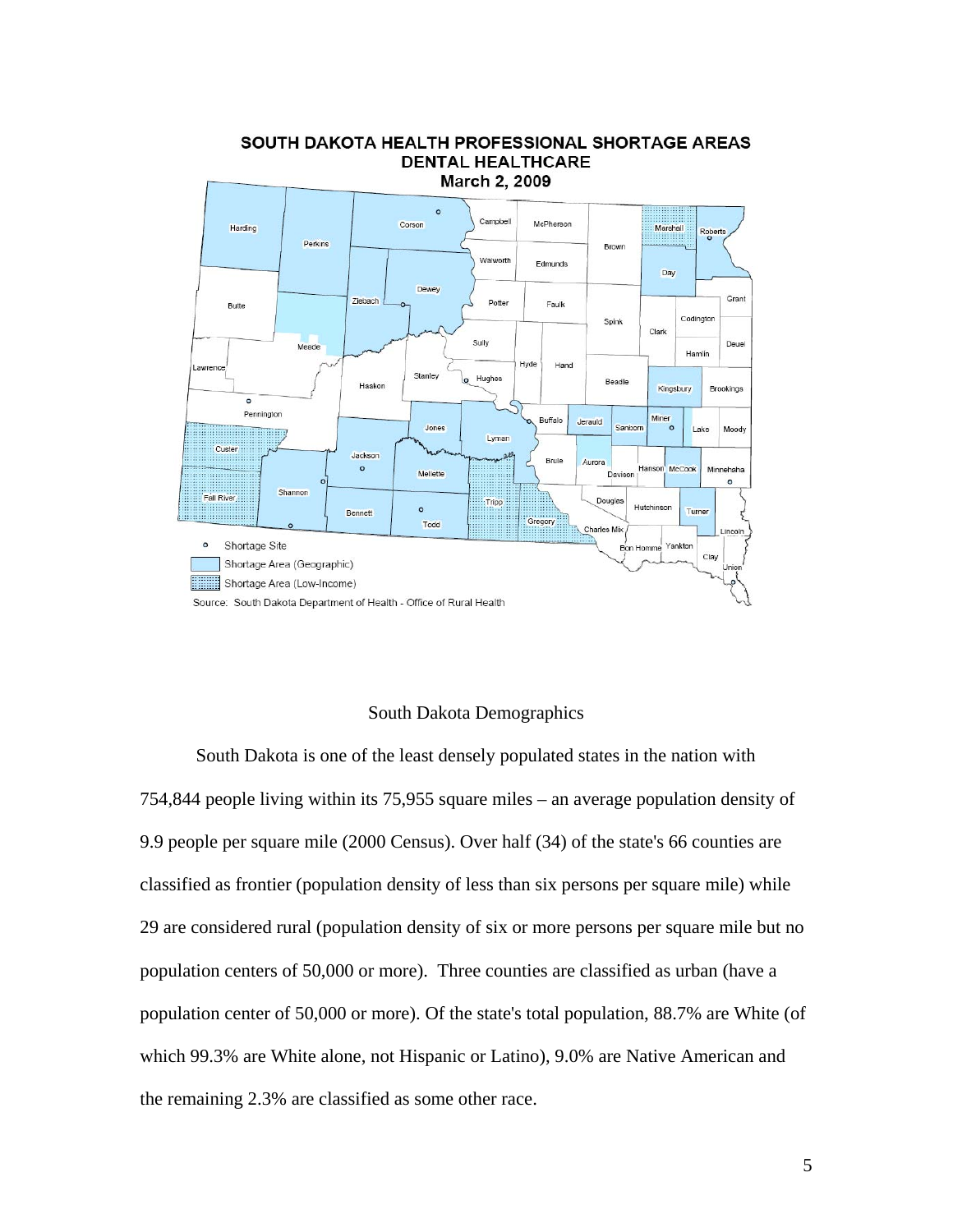SOUTH DAKOTA HEALTH PROFESSIONAL SHORTAGE AREAS
DENTAL HEALTHCARE
March 2, 2009

Source: South Dakota Department of Health - Office of Rural Health

## South Dakota Demographics

South Dakota is one of the least densely populated states in the nation with 754,844 people living within its 75,955 square miles – an average population density of 9.9 people per square mile (2000 Census). Over half (34) of the state's 66 counties are classified as frontier (population density of less than six persons per square mile) while 29 are considered rural (population density of six or more persons per square mile but no population centers of 50,000 or more). Three counties are classified as urban (have a population center of 50,000 or more). Of the state's total population, 88.7% are White (of which 99.3% are White alone, not Hispanic or Latino), 9.0% are Native American and the remaining 2.3% are classified as some other race.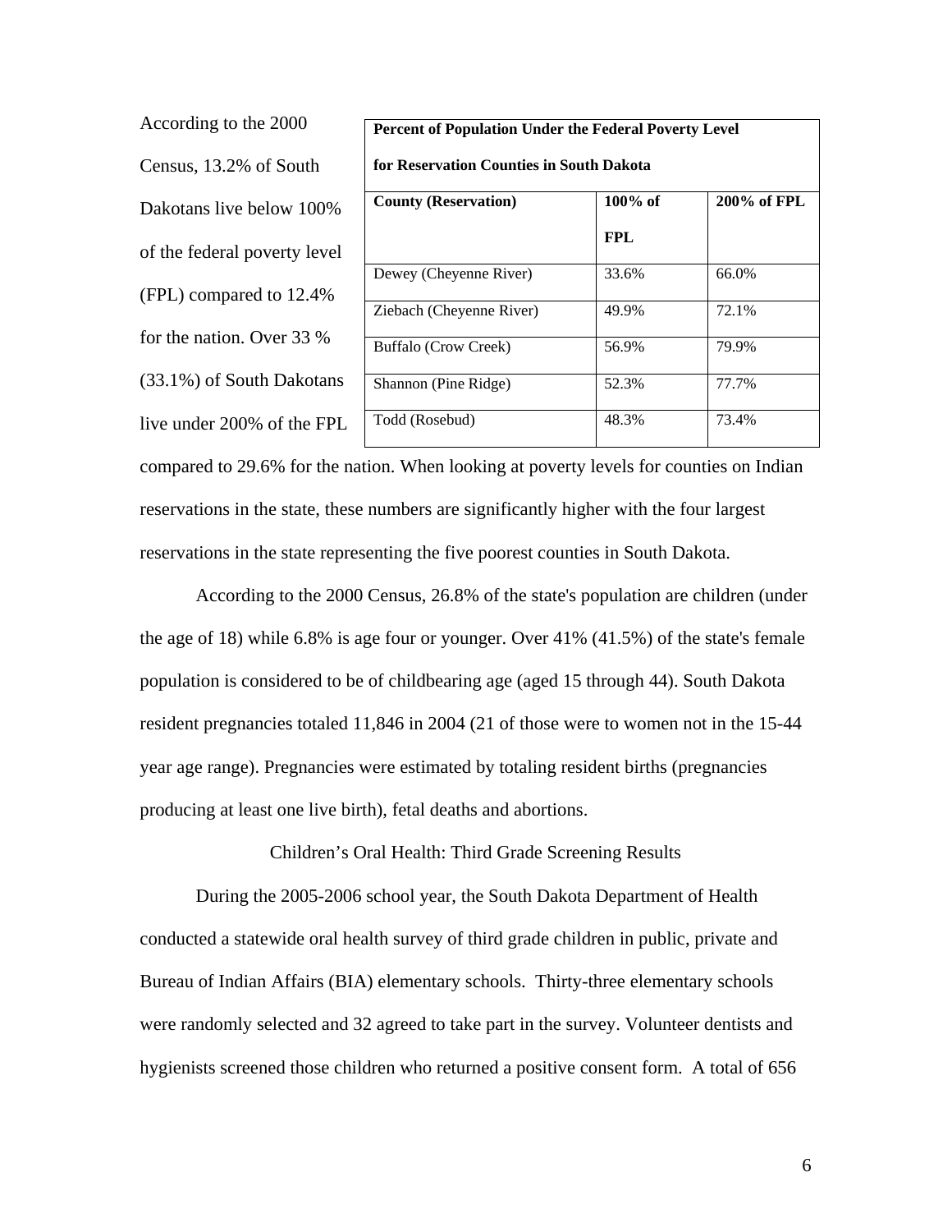According to the 2000 Census, 13.2% of South Dakotans live below 100% of the federal poverty level (FPL) compared to 12.4% for the nation. Over 33 % (33.1%) of South Dakotans live under 200% of the FPL compared to 29.6% for the nation. When looking at poverty levels for counties on Indian reservations in the state, these numbers are significantly higher with the four largest reservations in the state representing the five poorest counties in South Dakota.

**Percent of Population Under the Federal Poverty Level for Reservation Counties in South Dakota**

| County (Reservation) | 100% of FPL | 200% of FPL |
|---|---|---|
| Dewey (Cheyenne River) | 33.6% | 66.0% |
| Ziebach (Cheyenne River) | 49.9% | 72.1% |
| Buffalo (Crow Creek) | 56.9% | 79.9% |
| Shannon (Pine Ridge) | 52.3% | 77.7% |
| Todd (Rosebud) | 48.3% | 73.4% |

According to the 2000 Census, 26.8% of the state's population are children (under the age of 18) while 6.8% is age four or younger. Over 41% (41.5%) of the state's female population is considered to be of childbearing age (aged 15 through 44). South Dakota resident pregnancies totaled 11,846 in 2004 (21 of those were to women not in the 15-44 year age range). Pregnancies were estimated by totaling resident births (pregnancies producing at least one live birth), fetal deaths and abortions.

## Children's Oral Health: Third Grade Screening Results

During the 2005-2006 school year, the South Dakota Department of Health conducted a statewide oral health survey of third grade children in public, private and Bureau of Indian Affairs (BIA) elementary schools. Thirty-three elementary schools were randomly selected and 32 agreed to take part in the survey. Volunteer dentists and hygienists screened those children who returned a positive consent form. A total of 656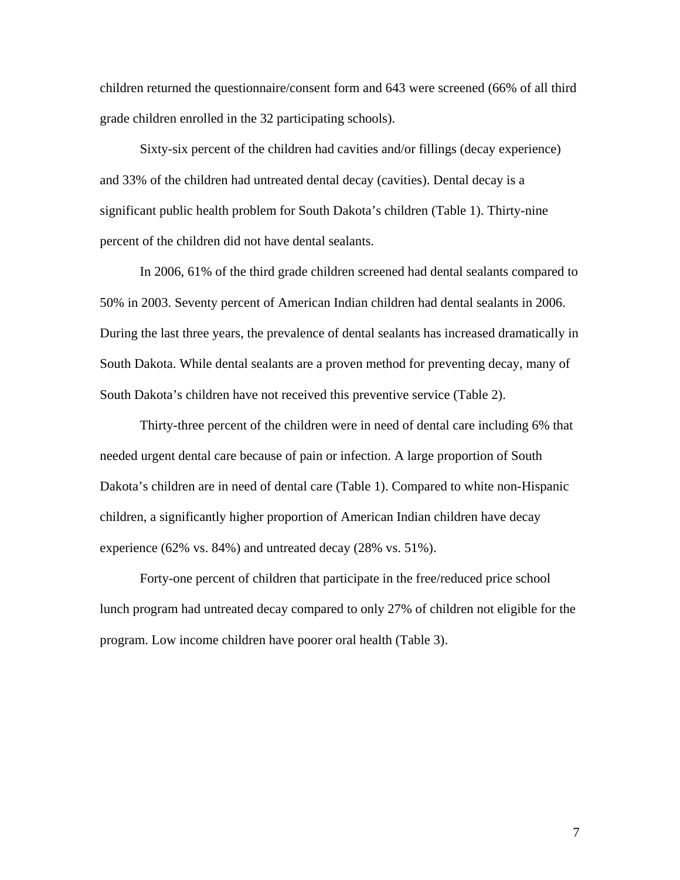children returned the questionnaire/consent form and 643 were screened (66% of all third grade children enrolled in the 32 participating schools).

Sixty-six percent of the children had cavities and/or fillings (decay experience) and 33% of the children had untreated dental decay (cavities). Dental decay is a significant public health problem for South Dakota's children (Table 1). Thirty-nine percent of the children did not have dental sealants.

In 2006, 61% of the third grade children screened had dental sealants compared to 50% in 2003. Seventy percent of American Indian children had dental sealants in 2006. During the last three years, the prevalence of dental sealants has increased dramatically in South Dakota. While dental sealants are a proven method for preventing decay, many of South Dakota's children have not received this preventive service (Table 2).

Thirty-three percent of the children were in need of dental care including 6% that needed urgent dental care because of pain or infection. A large proportion of South Dakota's children are in need of dental care (Table 1). Compared to white non-Hispanic children, a significantly higher proportion of American Indian children have decay experience (62% vs. 84%) and untreated decay (28% vs. 51%).

Forty-one percent of children that participate in the free/reduced price school lunch program had untreated decay compared to only 27% of children not eligible for the program. Low income children have poorer oral health (Table 3).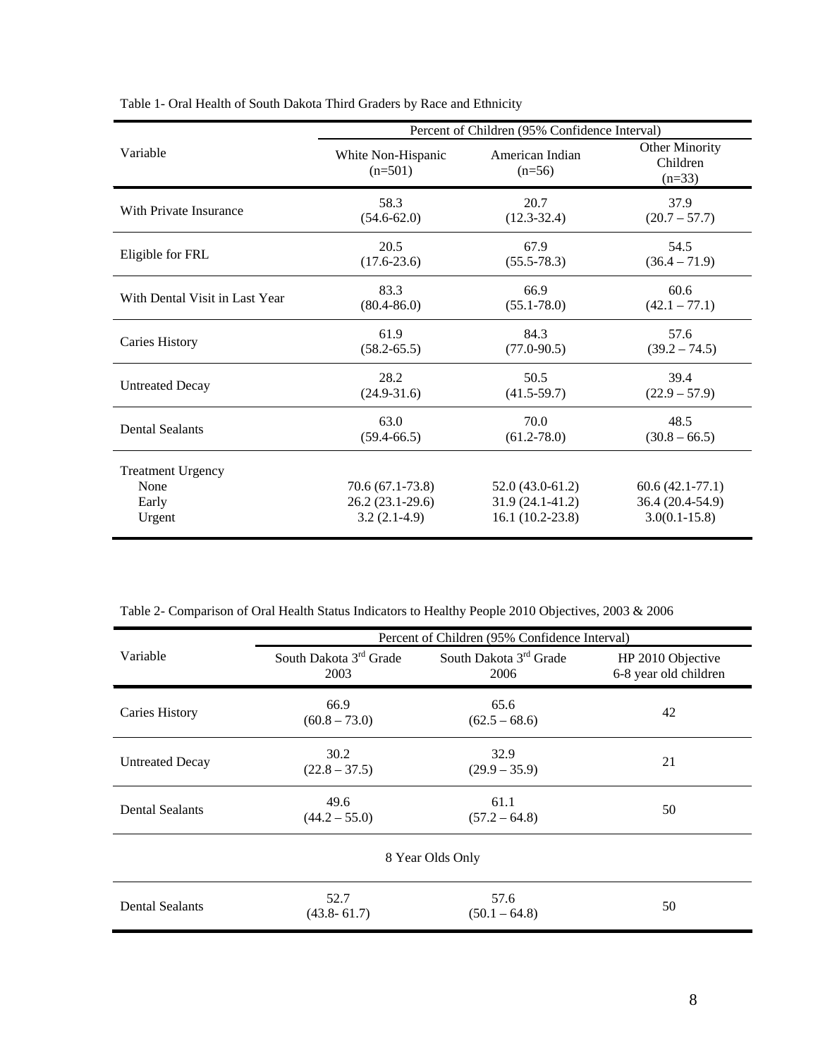Table 1- Oral Health of South Dakota Third Graders by Race and Ethnicity

| Variable | Percent of Children (95% Confidence Interval) | | |
|---|---|---|---|
| | White Non-Hispanic (n=501) | American Indian (n=56) | Other Minority Children (n=33) |
| With Private Insurance | 58.3 (54.6-62.0) | 20.7 (12.3-32.4) | 37.9 (20.7 – 57.7) |
| Eligible for FRL | 20.5 (17.6-23.6) | 67.9 (55.5-78.3) | 54.5 (36.4 – 71.9) |
| With Dental Visit in Last Year | 83.3 (80.4-86.0) | 66.9 (55.1-78.0) | 60.6 (42.1 – 77.1) |
| Caries History | 61.9 (58.2-65.5) | 84.3 (77.0-90.5) | 57.6 (39.2 – 74.5) |
| Untreated Decay | 28.2 (24.9-31.6) | 50.5 (41.5-59.7) | 39.4 (22.9 – 57.9) |
| Dental Sealants | 63.0 (59.4-66.5) | 70.0 (61.2-78.0) | 48.5 (30.8 – 66.5) |
| Treatment Urgency | | | |
| None | 70.6 (67.1-73.8) | 52.0 (43.0-61.2) | 60.6 (42.1-77.1) |
| Early | 26.2 (23.1-29.6) | 31.9 (24.1-41.2) | 36.4 (20.4-54.9) |
| Urgent | 3.2 (2.1-4.9) | 16.1 (10.2-23.8) | 3.0(0.1-15.8) |

Table 2- Comparison of Oral Health Status Indicators to Healthy People 2010 Objectives, 2003 & 2006

| Variable | Percent of Children (95% Confidence Interval) | | |
|---|---|---|---|
| | South Dakota 3rd Grade 2003 | South Dakota 3rd Grade 2006 | HP 2010 Objective 6-8 year old children |
| Caries History | 66.9 (60.8 – 73.0) | 65.6 (62.5 – 68.6) | 42 |
| Untreated Decay | 30.2 (22.8 – 37.5) | 32.9 (29.9 – 35.9) | 21 |
| Dental Sealants | 49.6 (44.2 – 55.0) | 61.1 (57.2 – 64.8) | 50 |
| 8 Year Olds Only | | | |
| Dental Sealants | 52.7 (43.8- 61.7) | 57.6 (50.1 – 64.8) | 50 |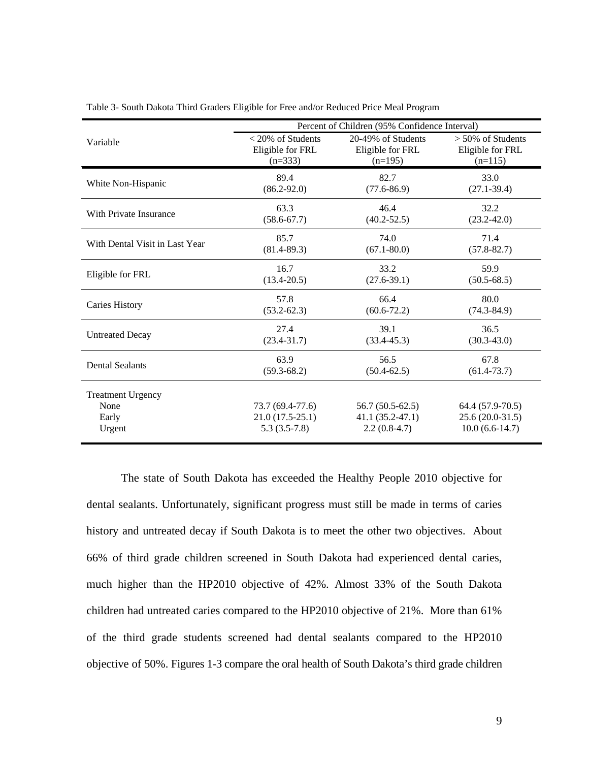Table 3- South Dakota Third Graders Eligible for Free and/or Reduced Price Meal Program

| Variable | Percent of Children (95% Confidence Interval) | | |
|---|---|---|---|
| | < 20% of Students Eligible for FRL (n=333) | 20-49% of Students Eligible for FRL (n=195) | ≥ 50% of Students Eligible for FRL (n=115) |
| White Non-Hispanic | 89.4 (86.2-92.0) | 82.7 (77.6-86.9) | 33.0 (27.1-39.4) |
| With Private Insurance | 63.3 (58.6-67.7) | 46.4 (40.2-52.5) | 32.2 (23.2-42.0) |
| With Dental Visit in Last Year | 85.7 (81.4-89.3) | 74.0 (67.1-80.0) | 71.4 (57.8-82.7) |
| Eligible for FRL | 16.7 (13.4-20.5) | 33.2 (27.6-39.1) | 59.9 (50.5-68.5) |
| Caries History | 57.8 (53.2-62.3) | 66.4 (60.6-72.2) | 80.0 (74.3-84.9) |
| Untreated Decay | 27.4 (23.4-31.7) | 39.1 (33.4-45.3) | 36.5 (30.3-43.0) |
| Dental Sealants | 63.9 (59.3-68.2) | 56.5 (50.4-62.5) | 67.8 (61.4-73.7) |
| Treatment Urgency | | | |
| None | 73.7 (69.4-77.6) | 56.7 (50.5-62.5) | 64.4 (57.9-70.5) |
| Early | 21.0 (17.5-25.1) | 41.1 (35.2-47.1) | 25.6 (20.0-31.5) |
| Urgent | 5.3 (3.5-7.8) | 2.2 (0.8-4.7) | 10.0 (6.6-14.7) |

The state of South Dakota has exceeded the Healthy People 2010 objective for dental sealants. Unfortunately, significant progress must still be made in terms of caries history and untreated decay if South Dakota is to meet the other two objectives. About 66% of third grade children screened in South Dakota had experienced dental caries, much higher than the HP2010 objective of 42%. Almost 33% of the South Dakota children had untreated caries compared to the HP2010 objective of 21%. More than 61% of the third grade students screened had dental sealants compared to the HP2010 objective of 50%. Figures 1-3 compare the oral health of South Dakota's third grade children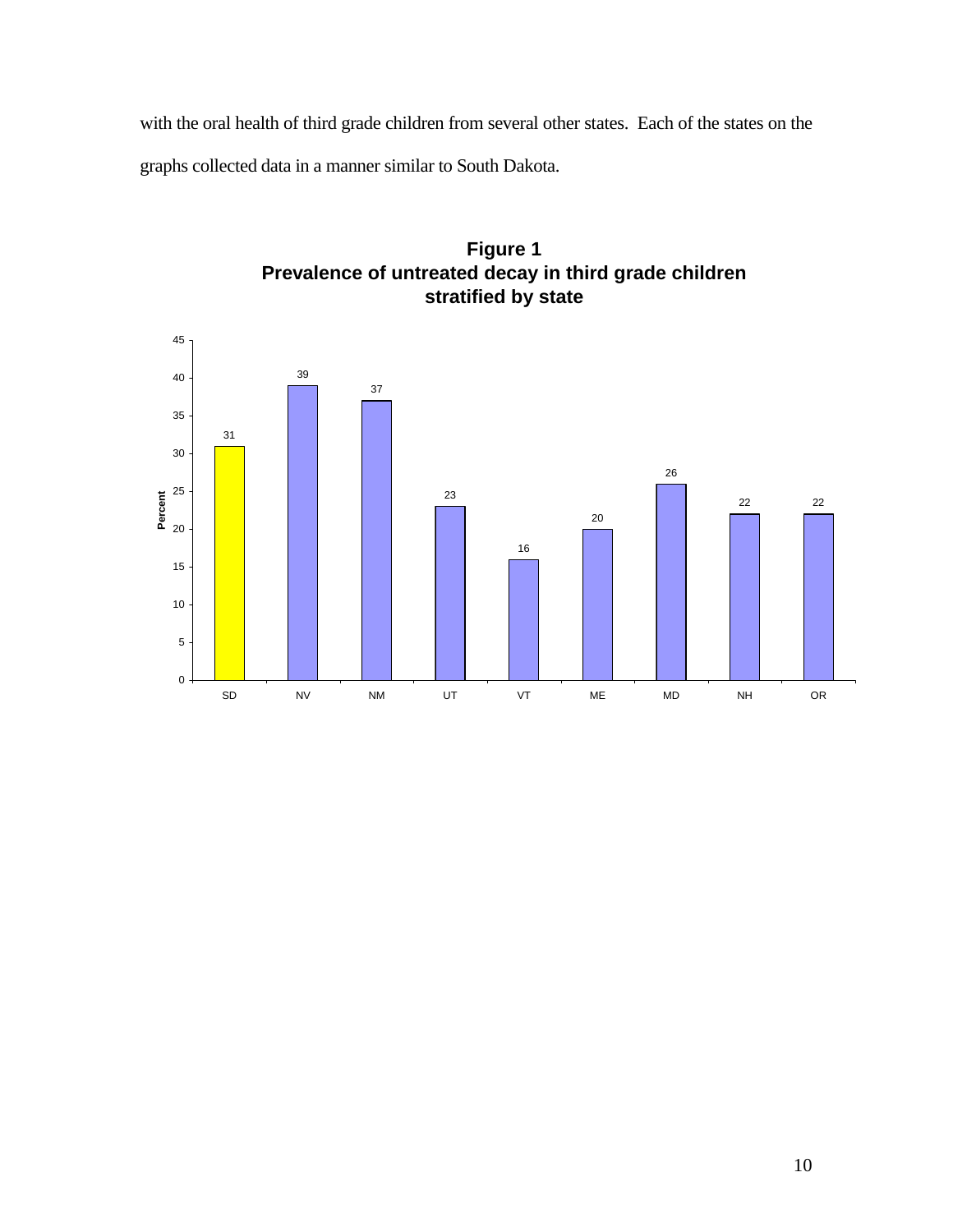with the oral health of third grade children from several other states. Each of the states on the graphs collected data in a manner similar to South Dakota.

**Figure 1**
**Prevalence of untreated decay in third grade children stratified by state**

| State | Percent |
|---|---|
| SD | 31 |
| NV | 39 |
| NM | 37 |
| UT | 23 |
| VT | 16 |
| ME | 20 |
| MD | 26 |
| NH | 22 |
| OR | 22 |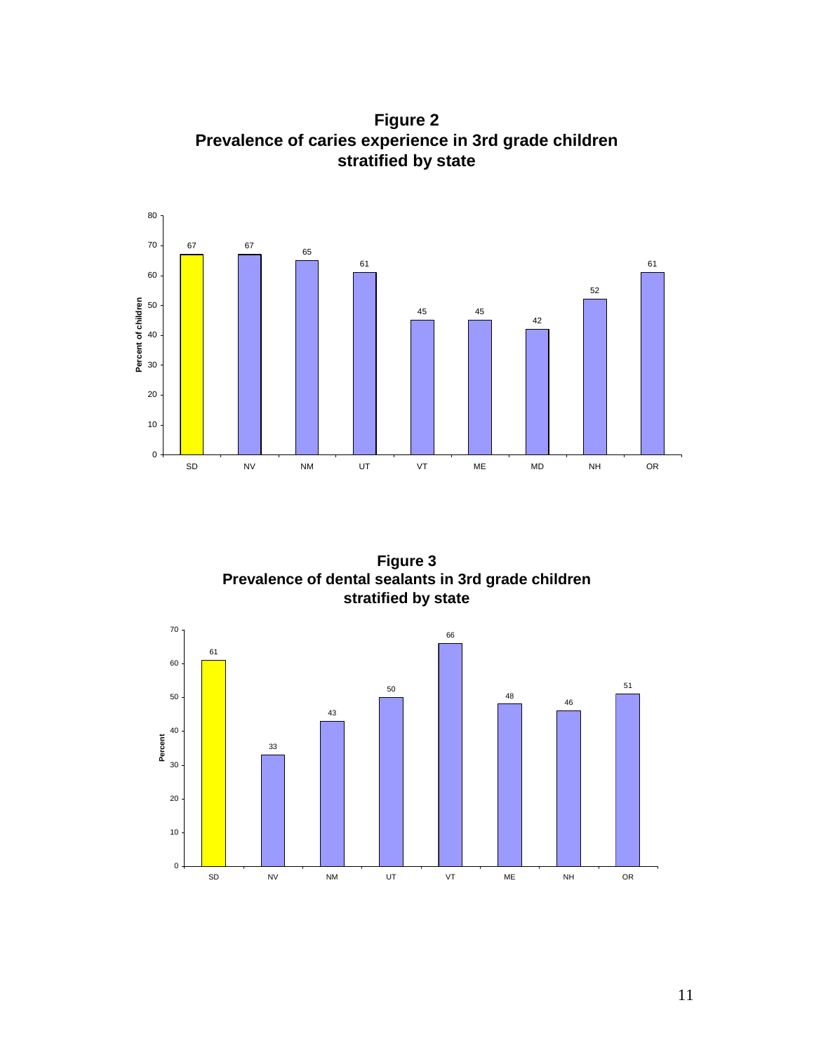**Figure 2**
**Prevalence of caries experience in 3rd grade children stratified by state**

| State | Percent of children |
|---|---|
| SD | 67 |
| NV | 67 |
| NM | 65 |
| UT | 61 |
| VT | 45 |
| ME | 45 |
| MD | 42 |
| NH | 52 |
| OR | 61 |

**Figure 3**
**Prevalence of dental sealants in 3rd grade children stratified by state**

| State | Percent |
|---|---|
| SD | 61 |
| NV | 33 |
| NM | 43 |
| UT | 50 |
| VT | 66 |
| ME | 48 |
| NH | 46 |
| OR | 51 |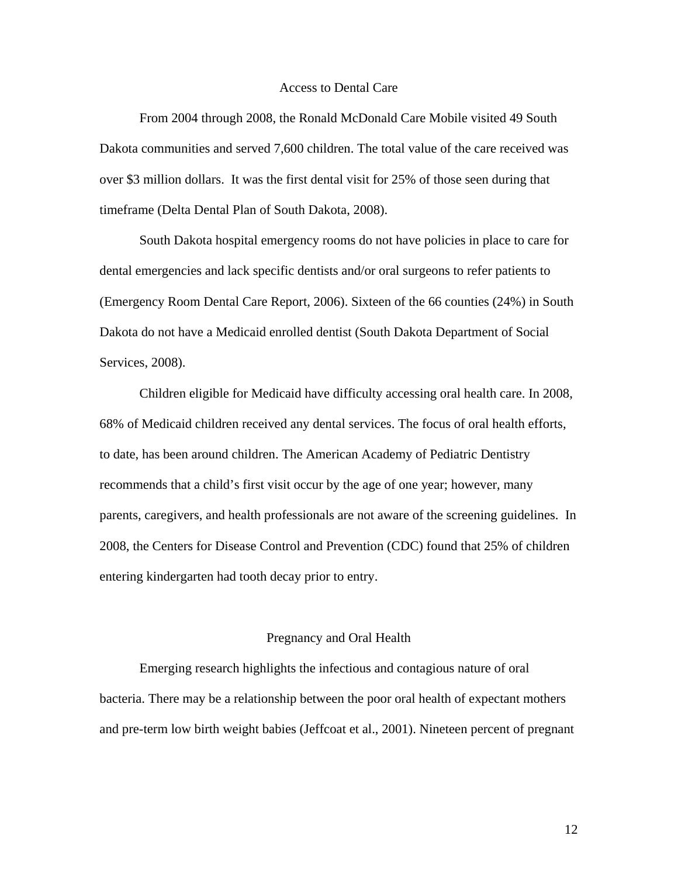## Access to Dental Care

From 2004 through 2008, the Ronald McDonald Care Mobile visited 49 South Dakota communities and served 7,600 children. The total value of the care received was over $3 million dollars. It was the first dental visit for 25% of those seen during that timeframe (Delta Dental Plan of South Dakota, 2008).

South Dakota hospital emergency rooms do not have policies in place to care for dental emergencies and lack specific dentists and/or oral surgeons to refer patients to (Emergency Room Dental Care Report, 2006). Sixteen of the 66 counties (24%) in South Dakota do not have a Medicaid enrolled dentist (South Dakota Department of Social Services, 2008).

Children eligible for Medicaid have difficulty accessing oral health care. In 2008, 68% of Medicaid children received any dental services. The focus of oral health efforts, to date, has been around children. The American Academy of Pediatric Dentistry recommends that a child's first visit occur by the age of one year; however, many parents, caregivers, and health professionals are not aware of the screening guidelines. In 2008, the Centers for Disease Control and Prevention (CDC) found that 25% of children entering kindergarten had tooth decay prior to entry.

## Pregnancy and Oral Health

Emerging research highlights the infectious and contagious nature of oral bacteria. There may be a relationship between the poor oral health of expectant mothers and pre-term low birth weight babies (Jeffcoat et al., 2001). Nineteen percent of pregnant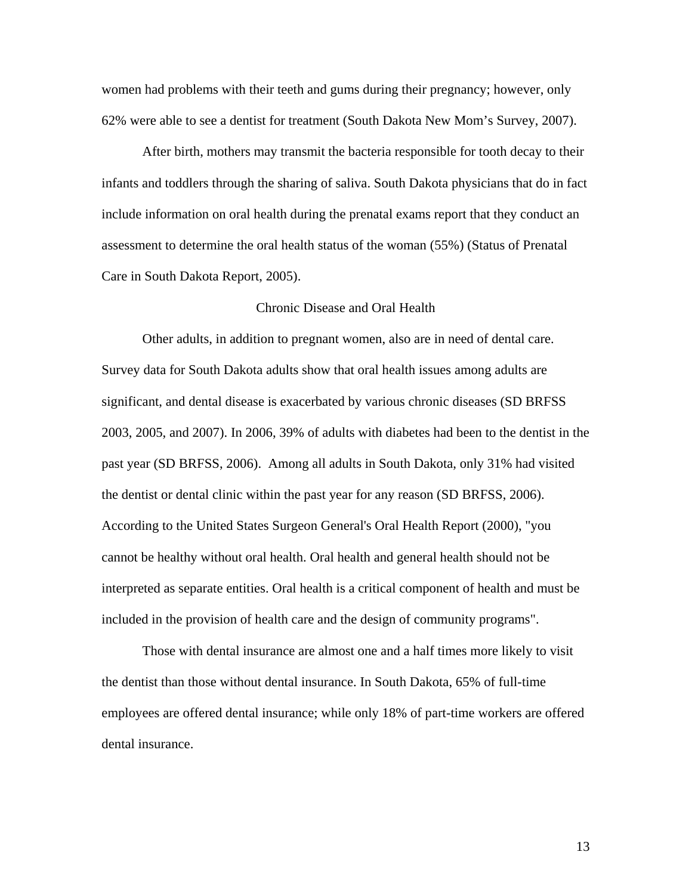women had problems with their teeth and gums during their pregnancy; however, only 62% were able to see a dentist for treatment (South Dakota New Mom's Survey, 2007).

After birth, mothers may transmit the bacteria responsible for tooth decay to their infants and toddlers through the sharing of saliva. South Dakota physicians that do in fact include information on oral health during the prenatal exams report that they conduct an assessment to determine the oral health status of the woman (55%) (Status of Prenatal Care in South Dakota Report, 2005).

## Chronic Disease and Oral Health

Other adults, in addition to pregnant women, also are in need of dental care. Survey data for South Dakota adults show that oral health issues among adults are significant, and dental disease is exacerbated by various chronic diseases (SD BRFSS 2003, 2005, and 2007). In 2006, 39% of adults with diabetes had been to the dentist in the past year (SD BRFSS, 2006). Among all adults in South Dakota, only 31% had visited the dentist or dental clinic within the past year for any reason (SD BRFSS, 2006). According to the United States Surgeon General's Oral Health Report (2000), "you cannot be healthy without oral health. Oral health and general health should not be interpreted as separate entities. Oral health is a critical component of health and must be included in the provision of health care and the design of community programs".

Those with dental insurance are almost one and a half times more likely to visit the dentist than those without dental insurance. In South Dakota, 65% of full-time employees are offered dental insurance; while only 18% of part-time workers are offered dental insurance.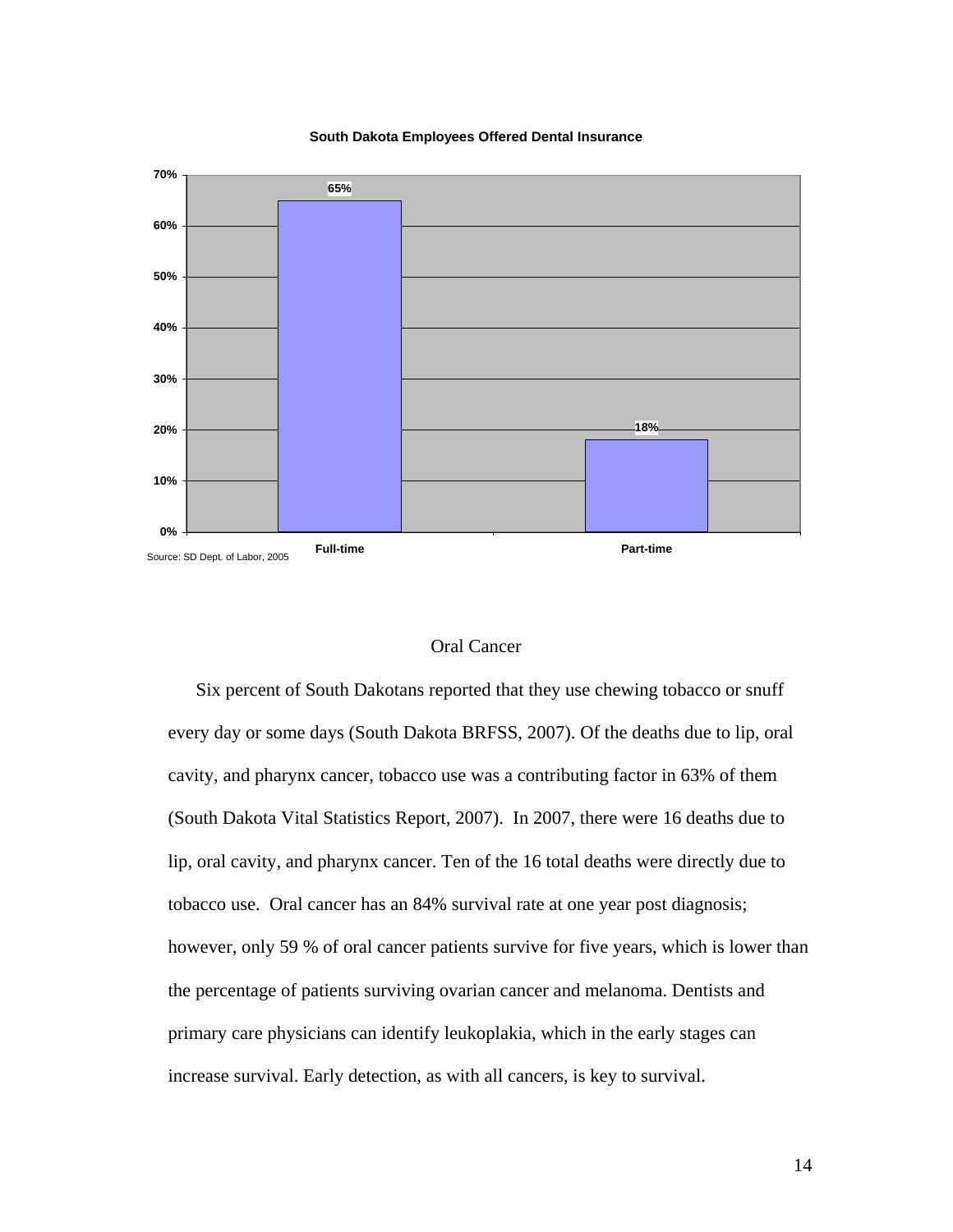**South Dakota Employees Offered Dental Insurance**

| | Full-time | Part-time |
|---|---|---|
| Employees Offered Dental Insurance | 65% | 18% |

Source: SD Dept. of Labor, 2005

## Oral Cancer

Six percent of South Dakotans reported that they use chewing tobacco or snuff every day or some days (South Dakota BRFSS, 2007). Of the deaths due to lip, oral cavity, and pharynx cancer, tobacco use was a contributing factor in 63% of them (South Dakota Vital Statistics Report, 2007). In 2007, there were 16 deaths due to lip, oral cavity, and pharynx cancer. Ten of the 16 total deaths were directly due to tobacco use. Oral cancer has an 84% survival rate at one year post diagnosis; however, only 59 % of oral cancer patients survive for five years, which is lower than the percentage of patients surviving ovarian cancer and melanoma. Dentists and primary care physicians can identify leukoplakia, which in the early stages can increase survival. Early detection, as with all cancers, is key to survival.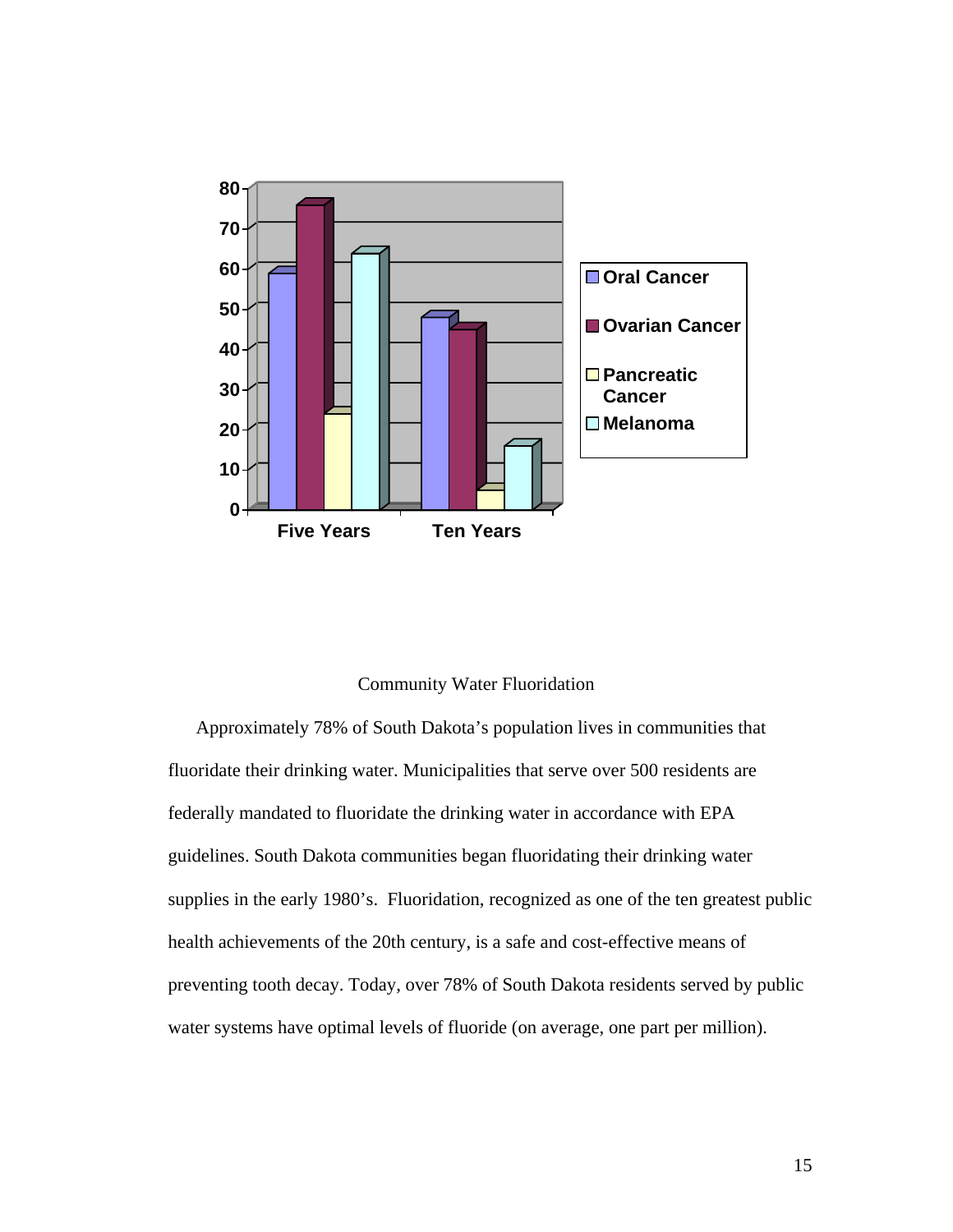## Community Water Fluoridation

Approximately 78% of South Dakota's population lives in communities that fluoridate their drinking water. Municipalities that serve over 500 residents are federally mandated to fluoridate the drinking water in accordance with EPA guidelines. South Dakota communities began fluoridating their drinking water supplies in the early 1980's. Fluoridation, recognized as one of the ten greatest public health achievements of the 20th century, is a safe and cost-effective means of preventing tooth decay. Today, over 78% of South Dakota residents served by public water systems have optimal levels of fluoride (on average, one part per million).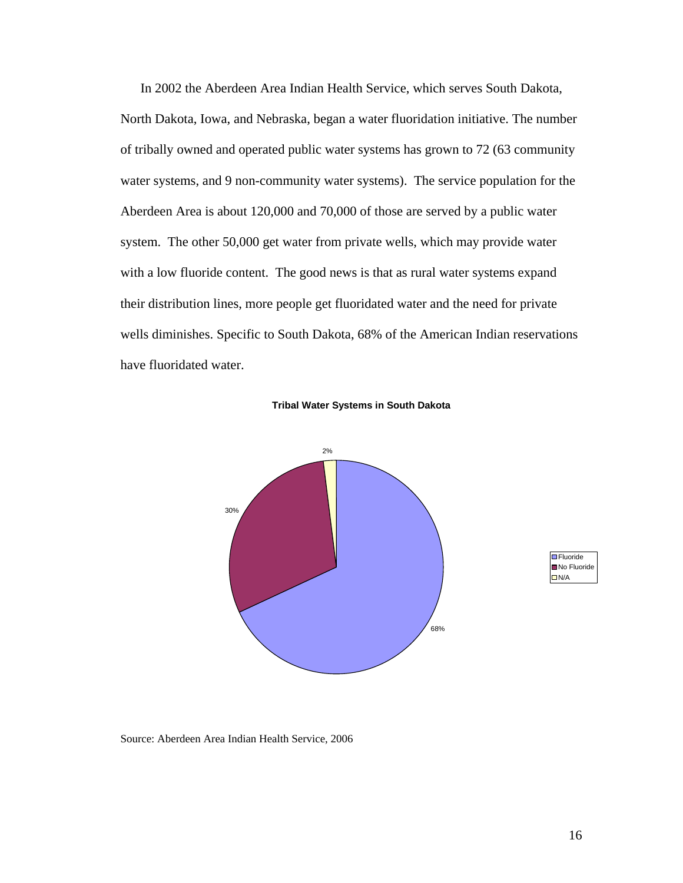In 2002 the Aberdeen Area Indian Health Service, which serves South Dakota, North Dakota, Iowa, and Nebraska, began a water fluoridation initiative. The number of tribally owned and operated public water systems has grown to 72 (63 community water systems, and 9 non-community water systems). The service population for the Aberdeen Area is about 120,000 and 70,000 of those are served by a public water system. The other 50,000 get water from private wells, which may provide water with a low fluoride content. The good news is that as rural water systems expand their distribution lines, more people get fluoridated water and the need for private wells diminishes. Specific to South Dakota, 68% of the American Indian reservations have fluoridated water.

**Tribal Water Systems in South Dakota**

| Category | Percent |
| --- | --- |
| Fluoride | 68% |
| No Fluoride | 30% |
| N/A | 2% |

Source: Aberdeen Area Indian Health Service, 2006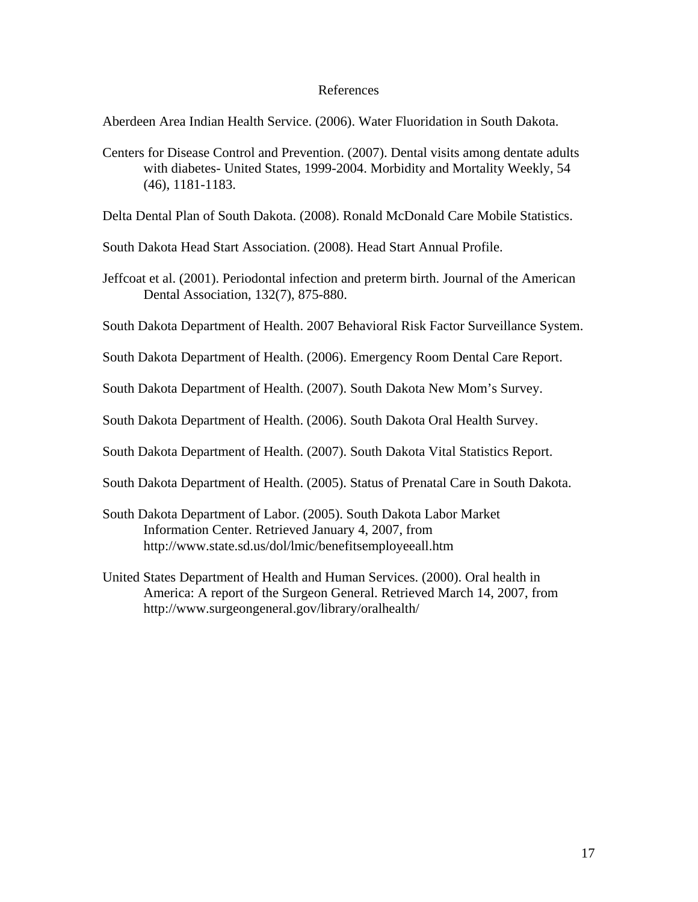# References

Aberdeen Area Indian Health Service. (2006). Water Fluoridation in South Dakota.

Centers for Disease Control and Prevention. (2007). Dental visits among dentate adults with diabetes- United States, 1999-2004. Morbidity and Mortality Weekly, 54 (46), 1181-1183.

Delta Dental Plan of South Dakota. (2008). Ronald McDonald Care Mobile Statistics.

South Dakota Head Start Association. (2008). Head Start Annual Profile.

Jeffcoat et al. (2001). Periodontal infection and preterm birth. Journal of the American Dental Association, 132(7), 875-880.

South Dakota Department of Health. 2007 Behavioral Risk Factor Surveillance System.

South Dakota Department of Health. (2006). Emergency Room Dental Care Report.

South Dakota Department of Health. (2007). South Dakota New Mom's Survey.

South Dakota Department of Health. (2006). South Dakota Oral Health Survey.

South Dakota Department of Health. (2007). South Dakota Vital Statistics Report.

South Dakota Department of Health. (2005). Status of Prenatal Care in South Dakota.

South Dakota Department of Labor. (2005). South Dakota Labor Market Information Center. Retrieved January 4, 2007, from http://www.state.sd.us/dol/lmic/benefitsemployeeall.htm

United States Department of Health and Human Services. (2000). Oral health in America: A report of the Surgeon General. Retrieved March 14, 2007, from http://www.surgeongeneral.gov/library/oralhealth/